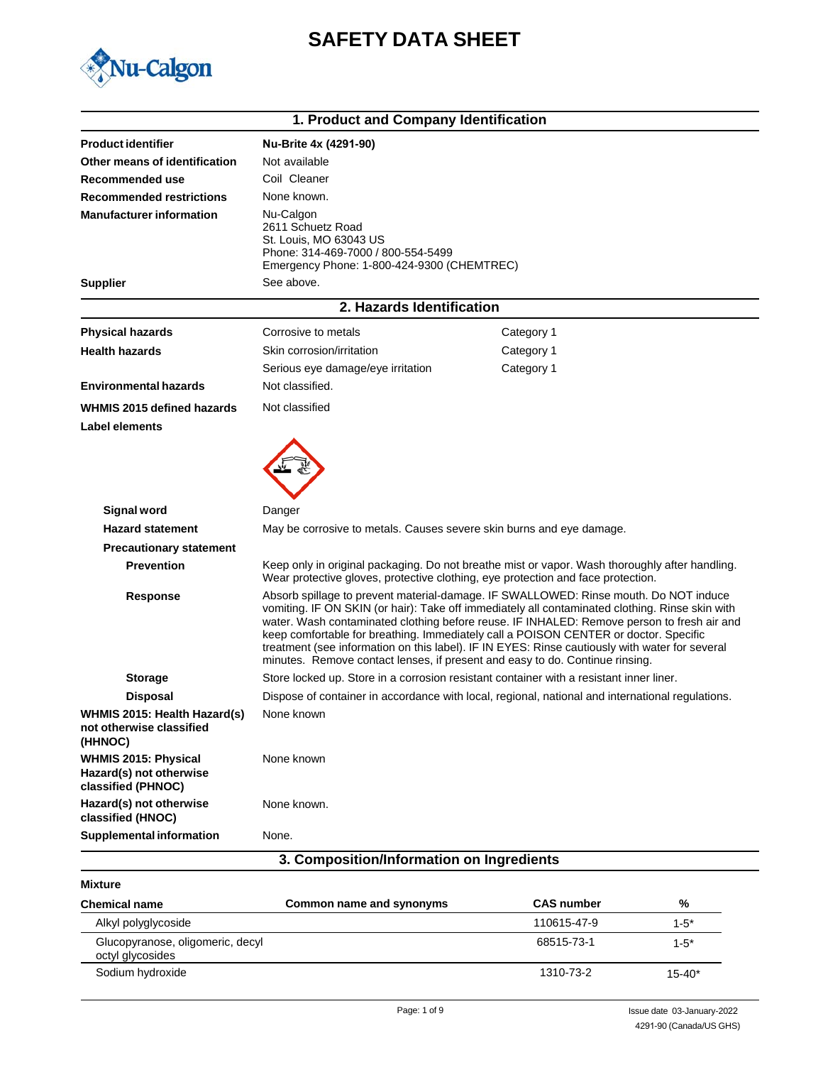# SAFETY DATA SHEET

## 1. Product and Company Identification

| | |
|---|---|
| **Product identifier** | **Nu-Brite 4x (4291-90)** |
| **Other means of identification** | Not available |
| **Recommended use** | Coil Cleaner |
| **Recommended restrictions** | None known. |
| **Manufacturer information** | Nu-Calgon<br>2611 Schuetz Road<br>St. Louis, MO 63043 US<br>Phone: 314-469-7000 / 800-554-5499<br>Emergency Phone: 1-800-424-9300 (CHEMTREC) |
| **Supplier** | See above. |

## 2. Hazards Identification

| | | |
|---|---|---|
| **Physical hazards** | Corrosive to metals | Category 1 |
| **Health hazards** | Skin corrosion/irritation | Category 1 |
| | Serious eye damage/eye irritation | Category 1 |
| **Environmental hazards** | Not classified. | |
| **WHMIS 2015 defined hazards** | Not classified | |

**Label elements**

**Signal word** Danger

**Hazard statement** May be corrosive to metals. Causes severe skin burns and eye damage.

**Precautionary statement**

**Prevention** Keep only in original packaging. Do not breathe mist or vapor. Wash thoroughly after handling. Wear protective gloves, protective clothing, eye protection and face protection.

**Response** Absorb spillage to prevent material-damage. IF SWALLOWED: Rinse mouth. Do NOT induce vomiting. IF ON SKIN (or hair): Take off immediately all contaminated clothing. Rinse skin with water. Wash contaminated clothing before reuse. IF INHALED: Remove person to fresh air and keep comfortable for breathing. Immediately call a POISON CENTER or doctor. Specific treatment (see information on this label). IF IN EYES: Rinse cautiously with water for several minutes. Remove contact lenses, if present and easy to do. Continue rinsing.

**Storage** Store locked up. Store in a corrosion resistant container with a resistant inner liner.

**Disposal** Dispose of container in accordance with local, regional, national and international regulations.

**WHMIS 2015: Health Hazard(s) not otherwise classified (HHNOC)** None known

**WHMIS 2015: Physical Hazard(s) not otherwise classified (PHNOC)** None known

**Hazard(s) not otherwise classified (HNOC)** None known.

**Supplemental information** None.

## 3. Composition/Information on Ingredients

**Mixture**

| Chemical name | Common name and synonyms | CAS number | % |
|---|---|---|---|
| Alkyl polyglycoside | | 110615-47-9 | 1-5* |
| Glucopyranose, oligomeric, decyl octyl glycosides | | 68515-73-1 | 1-5* |
| Sodium hydroxide | | 1310-73-2 | 15-40* |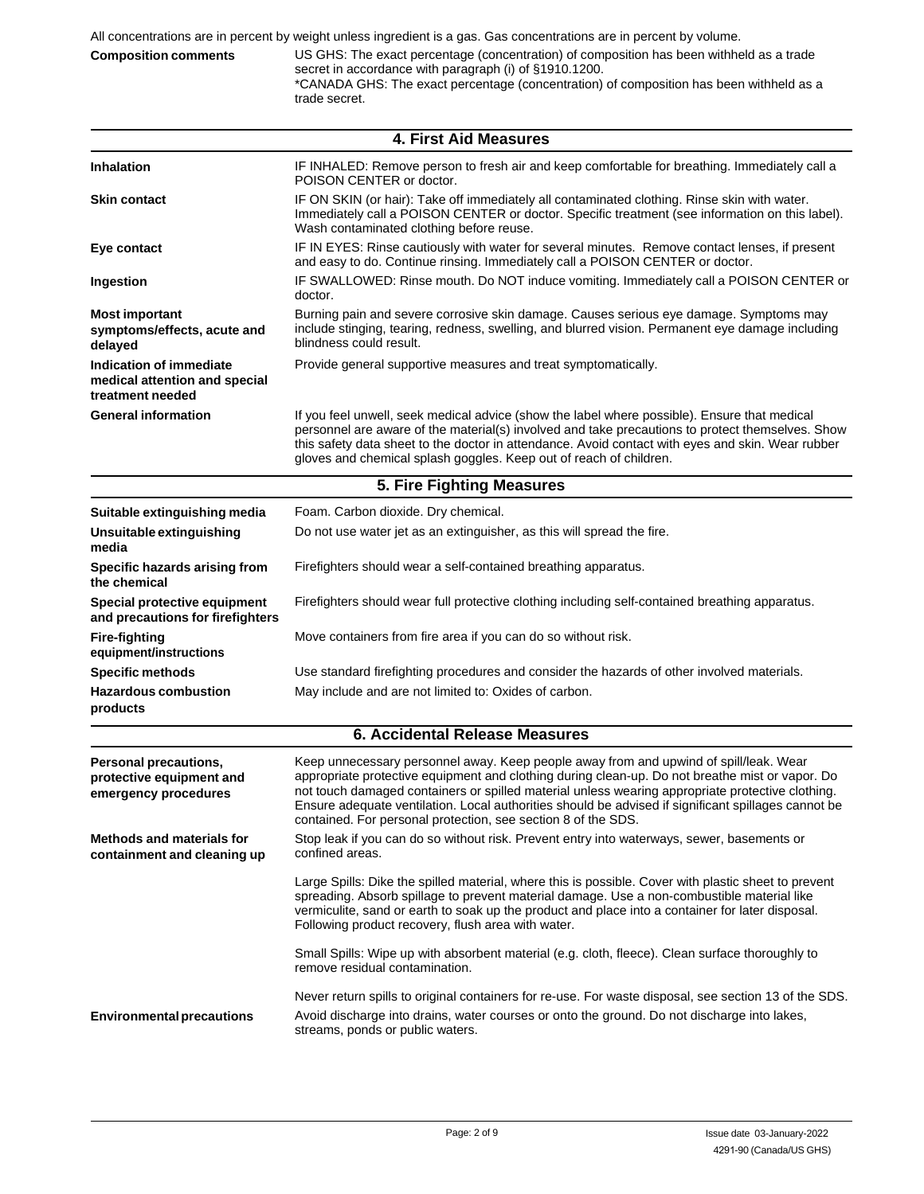All concentrations are in percent by weight unless ingredient is a gas. Gas concentrations are in percent by volume.

| | |
|---|---|
| **Composition comments** | US GHS: The exact percentage (concentration) of composition has been withheld as a trade secret in accordance with paragraph (i) of §1910.1200.<br>*CANADA GHS: The exact percentage (concentration) of composition has been withheld as a trade secret. |

## 4. First Aid Measures

| | |
|---|---|
| **Inhalation** | IF INHALED: Remove person to fresh air and keep comfortable for breathing. Immediately call a POISON CENTER or doctor. |
| **Skin contact** | IF ON SKIN (or hair): Take off immediately all contaminated clothing. Rinse skin with water. Immediately call a POISON CENTER or doctor. Specific treatment (see information on this label). Wash contaminated clothing before reuse. |
| **Eye contact** | IF IN EYES: Rinse cautiously with water for several minutes. Remove contact lenses, if present and easy to do. Continue rinsing. Immediately call a POISON CENTER or doctor. |
| **Ingestion** | IF SWALLOWED: Rinse mouth. Do NOT induce vomiting. Immediately call a POISON CENTER or doctor. |
| **Most important symptoms/effects, acute and delayed** | Burning pain and severe corrosive skin damage. Causes serious eye damage. Symptoms may include stinging, tearing, redness, swelling, and blurred vision. Permanent eye damage including blindness could result. |
| **Indication of immediate medical attention and special treatment needed** | Provide general supportive measures and treat symptomatically. |
| **General information** | If you feel unwell, seek medical advice (show the label where possible). Ensure that medical personnel are aware of the material(s) involved and take precautions to protect themselves. Show this safety data sheet to the doctor in attendance. Avoid contact with eyes and skin. Wear rubber gloves and chemical splash goggles. Keep out of reach of children. |

## 5. Fire Fighting Measures

| | |
|---|---|
| **Suitable extinguishing media** | Foam. Carbon dioxide. Dry chemical. |
| **Unsuitable extinguishing media** | Do not use water jet as an extinguisher, as this will spread the fire. |
| **Specific hazards arising from the chemical** | Firefighters should wear a self-contained breathing apparatus. |
| **Special protective equipment and precautions for firefighters** | Firefighters should wear full protective clothing including self-contained breathing apparatus. |
| **Fire-fighting equipment/instructions** | Move containers from fire area if you can do so without risk. |
| **Specific methods** | Use standard firefighting procedures and consider the hazards of other involved materials. |
| **Hazardous combustion products** | May include and are not limited to: Oxides of carbon. |

## 6. Accidental Release Measures

| | |
|---|---|
| **Personal precautions, protective equipment and emergency procedures** | Keep unnecessary personnel away. Keep people away from and upwind of spill/leak. Wear appropriate protective equipment and clothing during clean-up. Do not breathe mist or vapor. Do not touch damaged containers or spilled material unless wearing appropriate protective clothing. Ensure adequate ventilation. Local authorities should be advised if significant spillages cannot be contained. For personal protection, see section 8 of the SDS. |
| **Methods and materials for containment and cleaning up** | Stop leak if you can do so without risk. Prevent entry into waterways, sewer, basements or confined areas.<br><br>Large Spills: Dike the spilled material, where this is possible. Cover with plastic sheet to prevent spreading. Absorb spillage to prevent material damage. Use a non-combustible material like vermiculite, sand or earth to soak up the product and place into a container for later disposal. Following product recovery, flush area with water.<br><br>Small Spills: Wipe up with absorbent material (e.g. cloth, fleece). Clean surface thoroughly to remove residual contamination.<br><br>Never return spills to original containers for re-use. For waste disposal, see section 13 of the SDS. |
| **Environmental precautions** | Avoid discharge into drains, water courses or onto the ground. Do not discharge into lakes, streams, ponds or public waters. |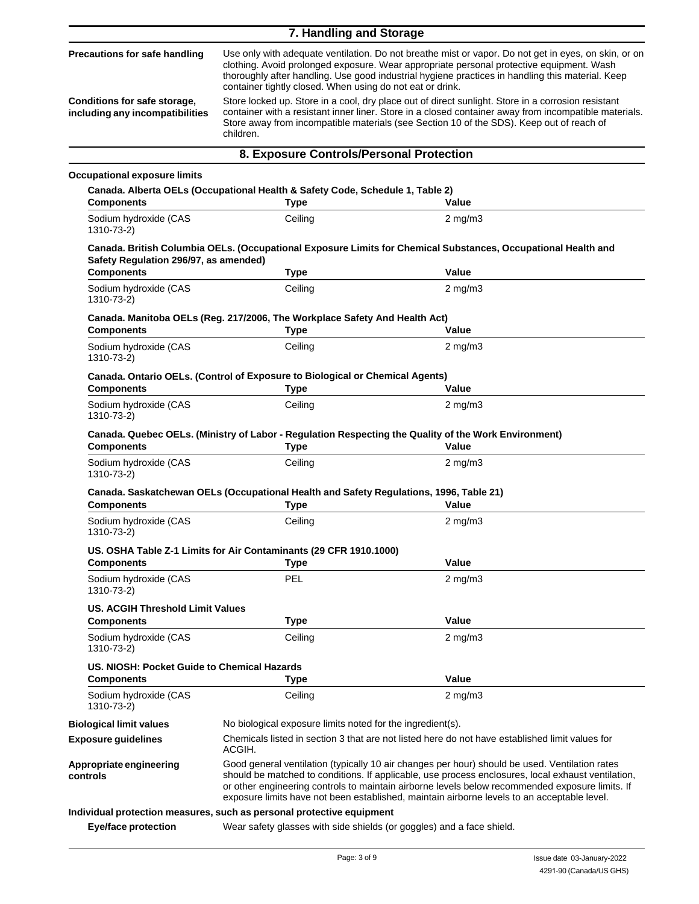## 7. Handling and Storage

**Precautions for safe handling**

Use only with adequate ventilation. Do not breathe mist or vapor. Do not get in eyes, on skin, or on clothing. Avoid prolonged exposure. Wear appropriate personal protective equipment. Wash thoroughly after handling. Use good industrial hygiene practices in handling this material. Keep container tightly closed. When using do not eat or drink.

**Conditions for safe storage, including any incompatibilities**

Store locked up. Store in a cool, dry place out of direct sunlight. Store in a corrosion resistant container with a resistant inner liner. Store in a closed container away from incompatible materials. Store away from incompatible materials (see Section 10 of the SDS). Keep out of reach of children.

## 8. Exposure Controls/Personal Protection

**Occupational exposure limits**

**Canada. Alberta OELs (Occupational Health & Safety Code, Schedule 1, Table 2)**

| Components | Type | Value |
|---|---|---|
| Sodium hydroxide (CAS 1310-73-2) | Ceiling | 2 mg/m3 |

**Canada. British Columbia OELs. (Occupational Exposure Limits for Chemical Substances, Occupational Health and Safety Regulation 296/97, as amended)**

| Components | Type | Value |
|---|---|---|
| Sodium hydroxide (CAS 1310-73-2) | Ceiling | 2 mg/m3 |

**Canada. Manitoba OELs (Reg. 217/2006, The Workplace Safety And Health Act)**

| Components | Type | Value |
|---|---|---|
| Sodium hydroxide (CAS 1310-73-2) | Ceiling | 2 mg/m3 |

**Canada. Ontario OELs. (Control of Exposure to Biological or Chemical Agents)**

| Components | Type | Value |
|---|---|---|
| Sodium hydroxide (CAS 1310-73-2) | Ceiling | 2 mg/m3 |

**Canada. Quebec OELs. (Ministry of Labor - Regulation Respecting the Quality of the Work Environment)**

| Components | Type | Value |
|---|---|---|
| Sodium hydroxide (CAS 1310-73-2) | Ceiling | 2 mg/m3 |

**Canada. Saskatchewan OELs (Occupational Health and Safety Regulations, 1996, Table 21)**

| Components | Type | Value |
|---|---|---|
| Sodium hydroxide (CAS 1310-73-2) | Ceiling | 2 mg/m3 |

**US. OSHA Table Z-1 Limits for Air Contaminants (29 CFR 1910.1000)**

| Components | Type | Value |
|---|---|---|
| Sodium hydroxide (CAS 1310-73-2) | PEL | 2 mg/m3 |

**US. ACGIH Threshold Limit Values**

| Components | Type | Value |
|---|---|---|
| Sodium hydroxide (CAS 1310-73-2) | Ceiling | 2 mg/m3 |

**US. NIOSH: Pocket Guide to Chemical Hazards**

| Components | Type | Value |
|---|---|---|
| Sodium hydroxide (CAS 1310-73-2) | Ceiling | 2 mg/m3 |

**Biological limit values**

No biological exposure limits noted for the ingredient(s).

**Exposure guidelines**

Chemicals listed in section 3 that are not listed here do not have established limit values for ACGIH.

**Appropriate engineering controls**

Good general ventilation (typically 10 air changes per hour) should be used. Ventilation rates should be matched to conditions. If applicable, use process enclosures, local exhaust ventilation, or other engineering controls to maintain airborne levels below recommended exposure limits. If exposure limits have not been established, maintain airborne levels to an acceptable level.

**Individual protection measures, such as personal protective equipment**

**Eye/face protection**

Wear safety glasses with side shields (or goggles) and a face shield.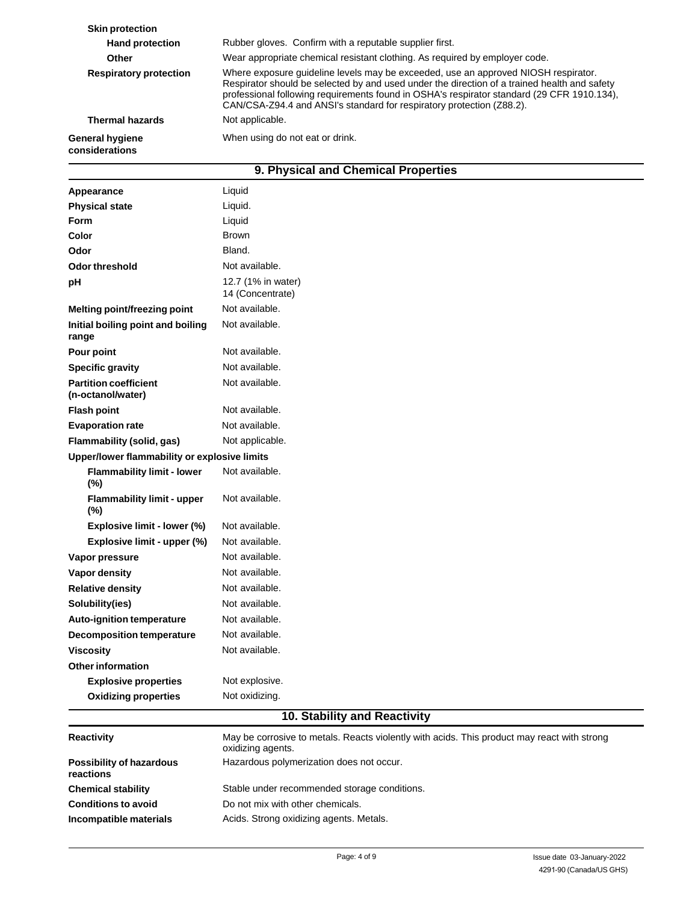| | |
|---|---|
| **Skin protection** | |
| **Hand protection** | Rubber gloves. Confirm with a reputable supplier first. |
| **Other** | Wear appropriate chemical resistant clothing. As required by employer code. |
| **Respiratory protection** | Where exposure guideline levels may be exceeded, use an approved NIOSH respirator. Respirator should be selected by and used under the direction of a trained health and safety professional following requirements found in OSHA's respirator standard (29 CFR 1910.134), CAN/CSA-Z94.4 and ANSI's standard for respiratory protection (Z88.2). |
| **Thermal hazards** | Not applicable. |
| **General hygiene considerations** | When using do not eat or drink. |

## 9. Physical and Chemical Properties

| | |
|---|---|
| **Appearance** | Liquid |
| **Physical state** | Liquid. |
| **Form** | Liquid |
| **Color** | Brown |
| **Odor** | Bland. |
| **Odor threshold** | Not available. |
| **pH** | 12.7 (1% in water)<br>14 (Concentrate) |
| **Melting point/freezing point** | Not available. |
| **Initial boiling point and boiling range** | Not available. |
| **Pour point** | Not available. |
| **Specific gravity** | Not available. |
| **Partition coefficient (n-octanol/water)** | Not available. |
| **Flash point** | Not available. |
| **Evaporation rate** | Not available. |
| **Flammability (solid, gas)** | Not applicable. |
| **Upper/lower flammability or explosive limits** | |
| **Flammability limit - lower (%)** | Not available. |
| **Flammability limit - upper (%)** | Not available. |
| **Explosive limit - lower (%)** | Not available. |
| **Explosive limit - upper (%)** | Not available. |
| **Vapor pressure** | Not available. |
| **Vapor density** | Not available. |
| **Relative density** | Not available. |
| **Solubility(ies)** | Not available. |
| **Auto-ignition temperature** | Not available. |
| **Decomposition temperature** | Not available. |
| **Viscosity** | Not available. |
| **Other information** | |
| **Explosive properties** | Not explosive. |
| **Oxidizing properties** | Not oxidizing. |

## 10. Stability and Reactivity

| | |
|---|---|
| **Reactivity** | May be corrosive to metals. Reacts violently with acids. This product may react with strong oxidizing agents. |
| **Possibility of hazardous reactions** | Hazardous polymerization does not occur. |
| **Chemical stability** | Stable under recommended storage conditions. |
| **Conditions to avoid** | Do not mix with other chemicals. |
| **Incompatible materials** | Acids. Strong oxidizing agents. Metals. |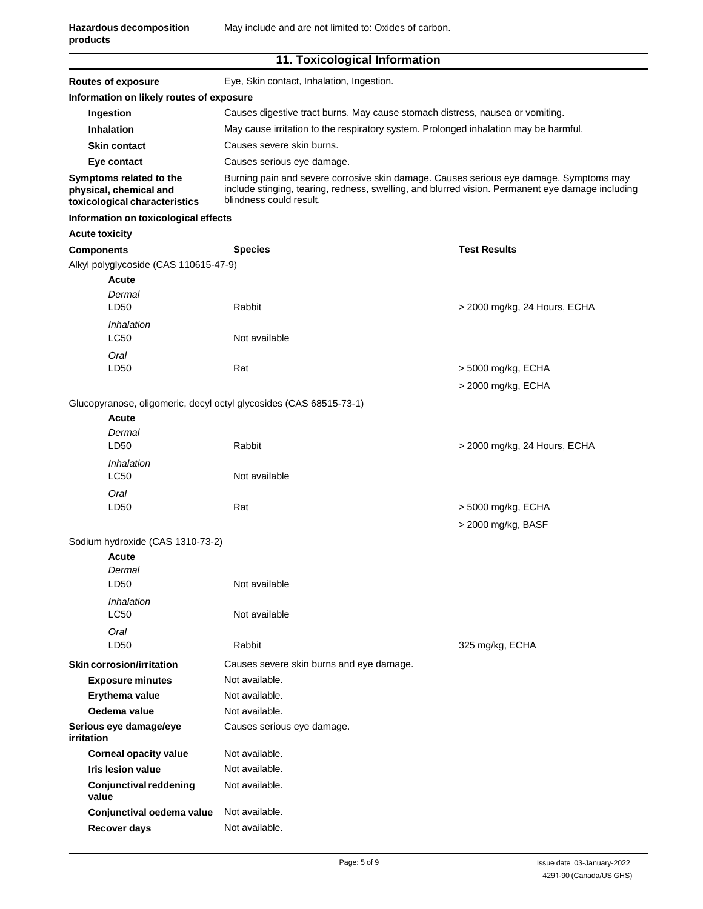| | |
|---|---|
| **Hazardous decomposition products** | May include and are not limited to: Oxides of carbon. |

## 11. Toxicological Information

| | |
|---|---|
| **Routes of exposure** | Eye, Skin contact, Inhalation, Ingestion. |

**Information on likely routes of exposure**

| | |
|---|---|
| **Ingestion** | Causes digestive tract burns. May cause stomach distress, nausea or vomiting. |
| **Inhalation** | May cause irritation to the respiratory system. Prolonged inhalation may be harmful. |
| **Skin contact** | Causes severe skin burns. |
| **Eye contact** | Causes serious eye damage. |
| **Symptoms related to the physical, chemical and toxicological characteristics** | Burning pain and severe corrosive skin damage. Causes serious eye damage. Symptoms may include stinging, tearing, redness, swelling, and blurred vision. Permanent eye damage including blindness could result. |

**Information on toxicological effects**

**Acute toxicity**

| Components | Species | Test Results |
|---|---|---|
| Alkyl polyglycoside (CAS 110615-47-9) | | |
| **Acute** | | |
| *Dermal* | | |
| LD50 | Rabbit | > 2000 mg/kg, 24 Hours, ECHA |
| *Inhalation* | | |
| LC50 | Not available | |
| *Oral* | | |
| LD50 | Rat | > 5000 mg/kg, ECHA |
| | | > 2000 mg/kg, ECHA |
| Glucopyranose, oligomeric, decyl octyl glycosides (CAS 68515-73-1) | | |
| **Acute** | | |
| *Dermal* | | |
| LD50 | Rabbit | > 2000 mg/kg, 24 Hours, ECHA |
| *Inhalation* | | |
| LC50 | Not available | |
| *Oral* | | |
| LD50 | Rat | > 5000 mg/kg, ECHA |
| | | > 2000 mg/kg, BASF |
| Sodium hydroxide (CAS 1310-73-2) | | |
| **Acute** | | |
| *Dermal* | | |
| LD50 | Not available | |
| *Inhalation* | | |
| LC50 | Not available | |
| *Oral* | | |
| LD50 | Rabbit | 325 mg/kg, ECHA |

| | |
|---|---|
| **Skin corrosion/irritation** | Causes severe skin burns and eye damage. |
| **Exposure minutes** | Not available. |
| **Erythema value** | Not available. |
| **Oedema value** | Not available. |
| **Serious eye damage/eye irritation** | Causes serious eye damage. |
| **Corneal opacity value** | Not available. |
| **Iris lesion value** | Not available. |
| **Conjunctival reddening value** | Not available. |
| **Conjunctival oedema value** | Not available. |
| **Recover days** | Not available. |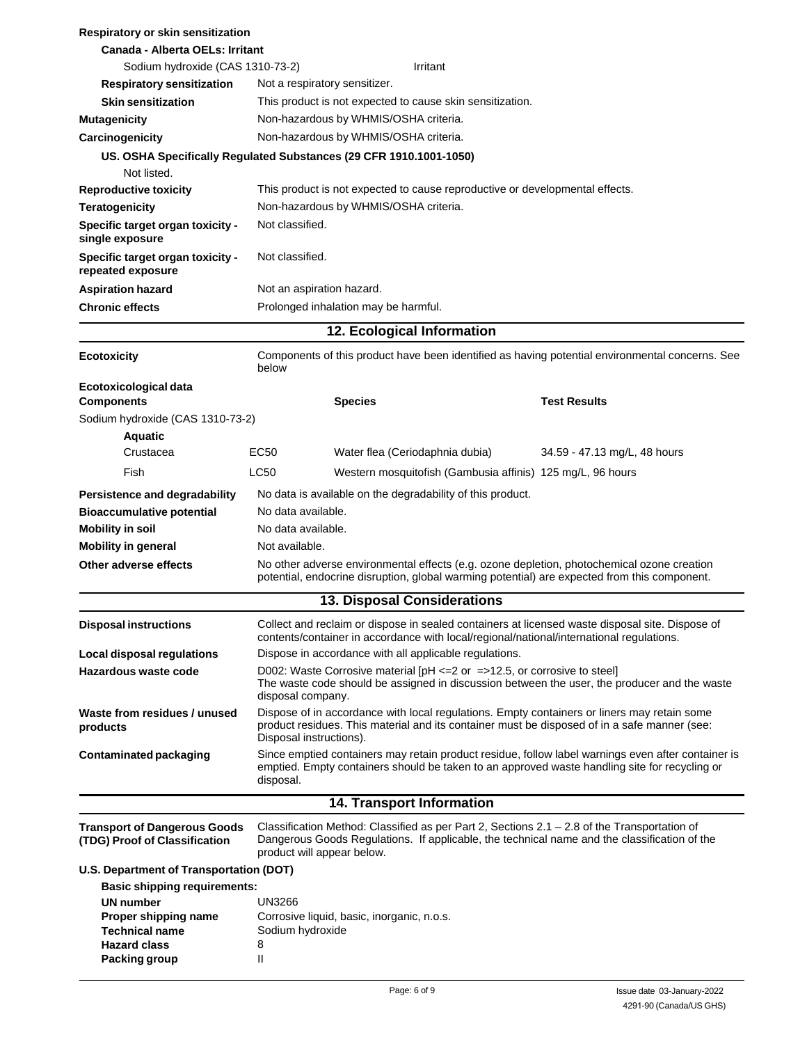**Respiratory or skin sensitization**

**Canada - Alberta OELs: Irritant**

| | |
|---|---|
| Sodium hydroxide (CAS 1310-73-2) | Irritant |

| | |
|---|---|
| **Respiratory sensitization** | Not a respiratory sensitizer. |
| **Skin sensitization** | This product is not expected to cause skin sensitization. |
| **Mutagenicity** | Non-hazardous by WHMIS/OSHA criteria. |
| **Carcinogenicity** | Non-hazardous by WHMIS/OSHA criteria. |

**US. OSHA Specifically Regulated Substances (29 CFR 1910.1001-1050)**

Not listed.

| | |
|---|---|
| **Reproductive toxicity** | This product is not expected to cause reproductive or developmental effects. |
| **Teratogenicity** | Non-hazardous by WHMIS/OSHA criteria. |
| **Specific target organ toxicity - single exposure** | Not classified. |
| **Specific target organ toxicity - repeated exposure** | Not classified. |
| **Aspiration hazard** | Not an aspiration hazard. |
| **Chronic effects** | Prolonged inhalation may be harmful. |

## 12. Ecological Information

**Ecotoxicity** Components of this product have been identified as having potential environmental concerns. See below

**Ecotoxicological data**

| **Components** | | **Species** | **Test Results** |
|---|---|---|---|
| Sodium hydroxide (CAS 1310-73-2) | | | |
| **Aquatic** | | | |
| Crustacea | EC50 | Water flea (Ceriodaphnia dubia) | 34.59 - 47.13 mg/L, 48 hours |
| Fish | LC50 | Western mosquitofish (Gambusia affinis) | 125 mg/L, 96 hours |

| | |
|---|---|
| **Persistence and degradability** | No data is available on the degradability of this product. |
| **Bioaccumulative potential** | No data available. |
| **Mobility in soil** | No data available. |
| **Mobility in general** | Not available. |
| **Other adverse effects** | No other adverse environmental effects (e.g. ozone depletion, photochemical ozone creation potential, endocrine disruption, global warming potential) are expected from this component. |

## 13. Disposal Considerations

| | |
|---|---|
| **Disposal instructions** | Collect and reclaim or dispose in sealed containers at licensed waste disposal site. Dispose of contents/container in accordance with local/regional/national/international regulations. |
| **Local disposal regulations** | Dispose in accordance with all applicable regulations. |
| **Hazardous waste code** | D002: Waste Corrosive material [pH <=2 or =>12.5, or corrosive to steel] The waste code should be assigned in discussion between the user, the producer and the waste disposal company. |
| **Waste from residues / unused products** | Dispose of in accordance with local regulations. Empty containers or liners may retain some product residues. This material and its container must be disposed of in a safe manner (see: Disposal instructions). |
| **Contaminated packaging** | Since emptied containers may retain product residue, follow label warnings even after container is emptied. Empty containers should be taken to an approved waste handling site for recycling or disposal. |

## 14. Transport Information

**Transport of Dangerous Goods (TDG) Proof of Classification** Classification Method: Classified as per Part 2, Sections 2.1 – 2.8 of the Transportation of Dangerous Goods Regulations. If applicable, the technical name and the classification of the product will appear below.

**U.S. Department of Transportation (DOT)**

**Basic shipping requirements:**

| | |
|---|---|
| **UN number** | UN3266 |
| **Proper shipping name** | Corrosive liquid, basic, inorganic, n.o.s. |
| **Technical name** | Sodium hydroxide |
| **Hazard class** | 8 |
| **Packing group** | II |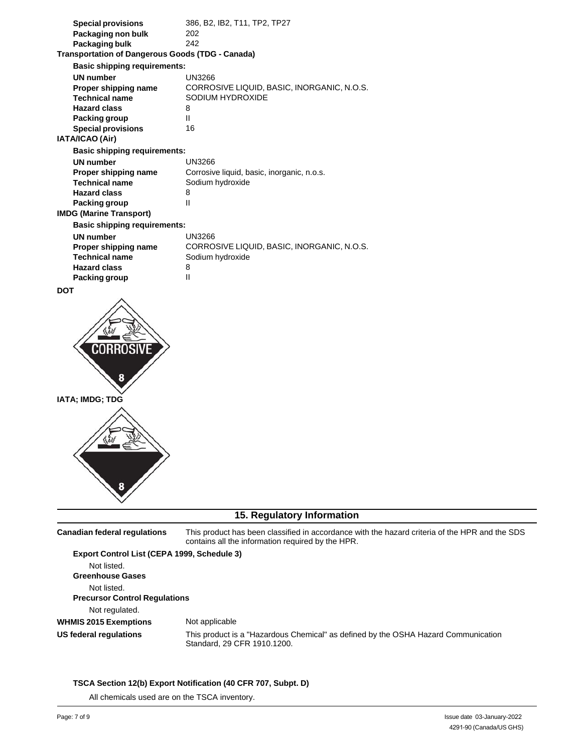| | |
|---|---|
| **Special provisions** | 386, B2, IB2, T11, TP2, TP27 |
| **Packaging non bulk** | 202 |
| **Packaging bulk** | 242 |

**Transportation of Dangerous Goods (TDG - Canada)**

**Basic shipping requirements:**

| | |
|---|---|
| **UN number** | UN3266 |
| **Proper shipping name** | CORROSIVE LIQUID, BASIC, INORGANIC, N.O.S. |
| **Technical name** | SODIUM HYDROXIDE |
| **Hazard class** | 8 |
| **Packing group** | II |
| **Special provisions** | 16 |

**IATA/ICAO (Air)**

**Basic shipping requirements:**

| | |
|---|---|
| **UN number** | UN3266 |
| **Proper shipping name** | Corrosive liquid, basic, inorganic, n.o.s. |
| **Technical name** | Sodium hydroxide |
| **Hazard class** | 8 |
| **Packing group** | II |

**IMDG (Marine Transport)**

**Basic shipping requirements:**

| | |
|---|---|
| **UN number** | UN3266 |
| **Proper shipping name** | CORROSIVE LIQUID, BASIC, INORGANIC, N.O.S. |
| **Technical name** | Sodium hydroxide |
| **Hazard class** | 8 |
| **Packing group** | II |

**DOT**

CORROSIVE 8

**IATA; IMDG; TDG**

8

## 15. Regulatory Information

**Canadian federal regulations** This product has been classified in accordance with the hazard criteria of the HPR and the SDS contains all the information required by the HPR.

**Export Control List (CEPA 1999, Schedule 3)**

Not listed.

**Greenhouse Gases**

Not listed.

**Precursor Control Regulations**

Not regulated.

**WHMIS 2015 Exemptions** Not applicable

**US federal regulations** This product is a "Hazardous Chemical" as defined by the OSHA Hazard Communication Standard, 29 CFR 1910.1200.

**TSCA Section 12(b) Export Notification (40 CFR 707, Subpt. D)**

All chemicals used are on the TSCA inventory.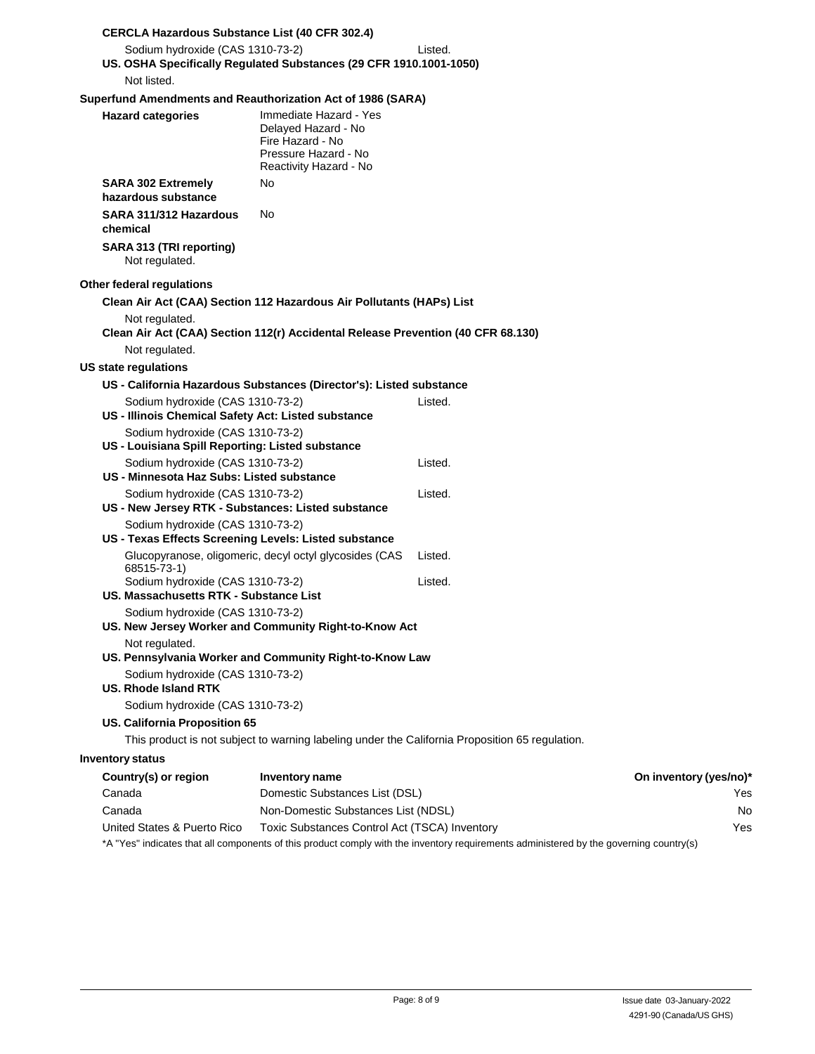**CERCLA Hazardous Substance List (40 CFR 302.4)**

Sodium hydroxide (CAS 1310-73-2) Listed.

**US. OSHA Specifically Regulated Substances (29 CFR 1910.1001-1050)**

Not listed.

**Superfund Amendments and Reauthorization Act of 1986 (SARA)**

**Hazard categories**
Immediate Hazard - Yes
Delayed Hazard - No
Fire Hazard - No
Pressure Hazard - No
Reactivity Hazard - No

**SARA 302 Extremely hazardous substance** No

**SARA 311/312 Hazardous chemical** No

**SARA 313 (TRI reporting)**
Not regulated.

**Other federal regulations**

**Clean Air Act (CAA) Section 112 Hazardous Air Pollutants (HAPs) List**

Not regulated.

**Clean Air Act (CAA) Section 112(r) Accidental Release Prevention (40 CFR 68.130)**

Not regulated.

**US state regulations**

**US - California Hazardous Substances (Director's): Listed substance**

Sodium hydroxide (CAS 1310-73-2) Listed.

**US - Illinois Chemical Safety Act: Listed substance**

Sodium hydroxide (CAS 1310-73-2)

**US - Louisiana Spill Reporting: Listed substance**

Sodium hydroxide (CAS 1310-73-2) Listed.

**US - Minnesota Haz Subs: Listed substance**

Sodium hydroxide (CAS 1310-73-2) Listed.

**US - New Jersey RTK - Substances: Listed substance**

Sodium hydroxide (CAS 1310-73-2)

**US - Texas Effects Screening Levels: Listed substance**

Glucopyranose, oligomeric, decyl octyl glycosides (CAS 68515-73-1) Listed.

Sodium hydroxide (CAS 1310-73-2) Listed.

**US. Massachusetts RTK - Substance List**

Sodium hydroxide (CAS 1310-73-2)

**US. New Jersey Worker and Community Right-to-Know Act**

Not regulated.

**US. Pennsylvania Worker and Community Right-to-Know Law**

Sodium hydroxide (CAS 1310-73-2)

**US. Rhode Island RTK**

Sodium hydroxide (CAS 1310-73-2)

**US. California Proposition 65**

This product is not subject to warning labeling under the California Proposition 65 regulation.

**Inventory status**

| Country(s) or region | Inventory name | On inventory (yes/no)* |
|---|---|---|
| Canada | Domestic Substances List (DSL) | Yes |
| Canada | Non-Domestic Substances List (NDSL) | No |
| United States & Puerto Rico | Toxic Substances Control Act (TSCA) Inventory | Yes |

*A "Yes" indicates that all components of this product comply with the inventory requirements administered by the governing country(s)

Issue date 03-January-2022
4291-90 (Canada/US GHS)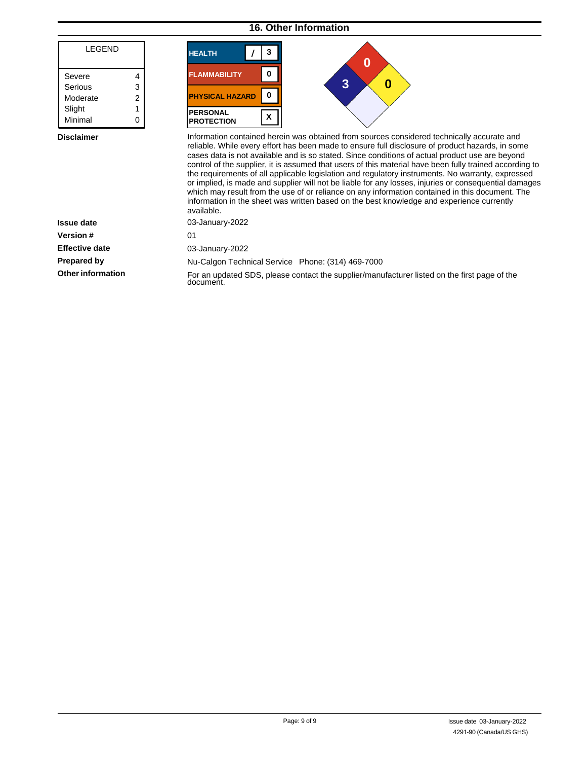## 16. Other Information

| LEGEND | |
|---|---|
| Severe | 4 |
| Serious | 3 |
| Moderate | 2 |
| Slight | 1 |
| Minimal | 0 |

| | |
|---|---|
| HEALTH | / 3 |
| FLAMMABILITY | 0 |
| PHYSICAL HAZARD | 0 |
| PERSONAL PROTECTION | X |

0

3

0

**Disclaimer**

Information contained herein was obtained from sources considered technically accurate and reliable. While every effort has been made to ensure full disclosure of product hazards, in some cases data is not available and is so stated. Since conditions of actual product use are beyond control of the supplier, it is assumed that users of this material have been fully trained according to the requirements of all applicable legislation and regulatory instruments. No warranty, expressed or implied, is made and supplier will not be liable for any losses, injuries or consequential damages which may result from the use of or reliance on any information contained in this document. The information in the sheet was written based on the best knowledge and experience currently available.

**Issue date** 03-January-2022

**Version #** 01

**Effective date** 03-January-2022

**Prepared by** Nu-Calgon Technical Service Phone: (314) 469-7000

**Other information** For an updated SDS, please contact the supplier/manufacturer listed on the first page of the document.